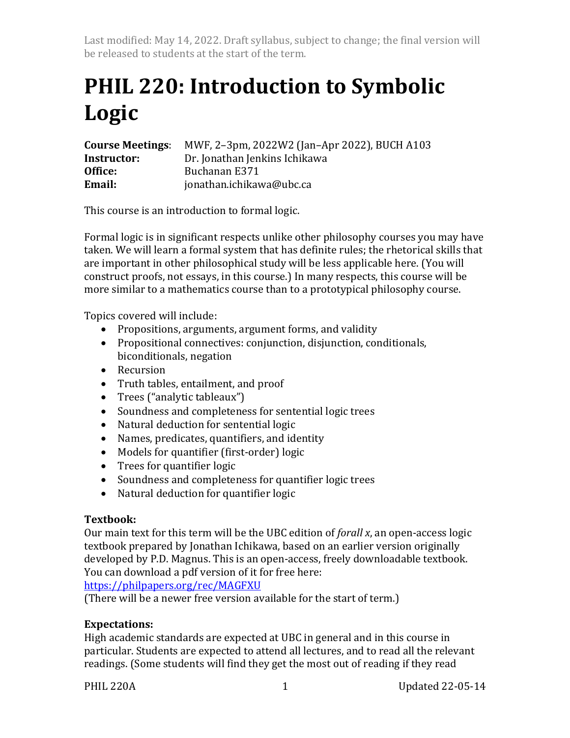Last modified: May 14, 2022. Draft syllabus, subject to change; the final version will be released to students at the start of the term.

# PHIL 220: Introduction to Symbolic Logic

**Course Meetings**: MWF, 2–3pm, 2022W2 (Jan–Apr 2022), BUCH A103
**Instructor:** Dr. Jonathan Jenkins Ichikawa
**Office:** Buchanan E371
**Email:** jonathan.ichikawa@ubc.ca

This course is an introduction to formal logic.

Formal logic is in significant respects unlike other philosophy courses you may have taken. We will learn a formal system that has definite rules; the rhetorical skills that are important in other philosophical study will be less applicable here. (You will construct proofs, not essays, in this course.) In many respects, this course will be more similar to a mathematics course than to a prototypical philosophy course.

Topics covered will include:

- Propositions, arguments, argument forms, and validity
- Propositional connectives: conjunction, disjunction, conditionals, biconditionals, negation
- Recursion
- Truth tables, entailment, and proof
- Trees ("analytic tableaux")
- Soundness and completeness for sentential logic trees
- Natural deduction for sentential logic
- Names, predicates, quantifiers, and identity
- Models for quantifier (first-order) logic
- Trees for quantifier logic
- Soundness and completeness for quantifier logic trees
- Natural deduction for quantifier logic

**Textbook:**
Our main text for this term will be the UBC edition of *forall x*, an open-access logic textbook prepared by Jonathan Ichikawa, based on an earlier version originally developed by P.D. Magnus. This is an open-access, freely downloadable textbook. You can download a pdf version of it for free here:
https://philpapers.org/rec/MAGFXU
(There will be a newer free version available for the start of term.)

**Expectations:**
High academic standards are expected at UBC in general and in this course in particular. Students are expected to attend all lectures, and to read all the relevant readings. (Some students will find they get the most out of reading if they read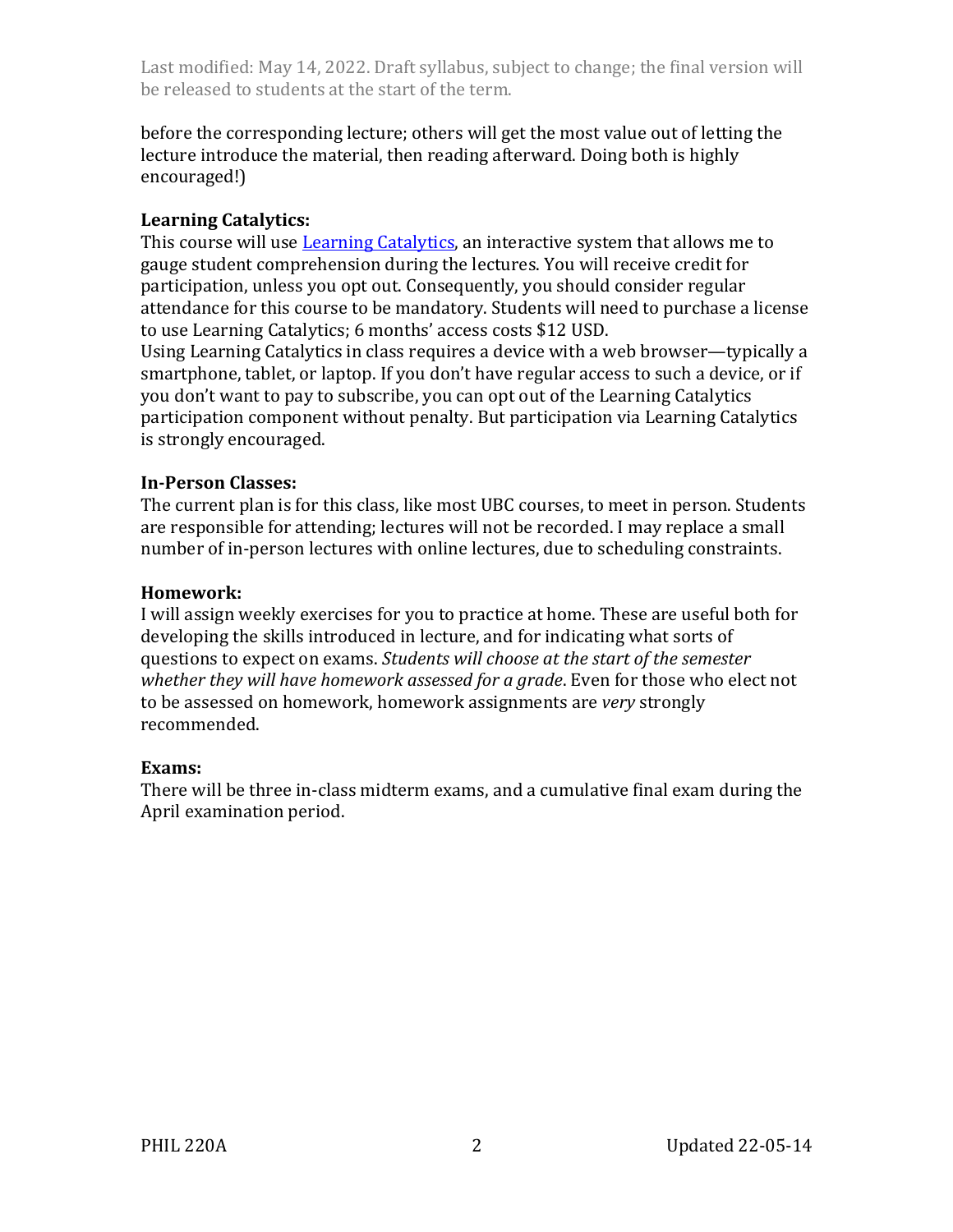before the corresponding lecture; others will get the most value out of letting the lecture introduce the material, then reading afterward. Doing both is highly encouraged!)

**Learning Catalytics:**

This course will use [Learning Catalytics], an interactive system that allows me to gauge student comprehension during the lectures. You will receive credit for participation, unless you opt out. Consequently, you should consider regular attendance for this course to be mandatory. Students will need to purchase a license to use Learning Catalytics; 6 months' access costs $12 USD.

Using Learning Catalytics in class requires a device with a web browser—typically a smartphone, tablet, or laptop. If you don't have regular access to such a device, or if you don't want to pay to subscribe, you can opt out of the Learning Catalytics participation component without penalty. But participation via Learning Catalytics is strongly encouraged.

**In-Person Classes:**

The current plan is for this class, like most UBC courses, to meet in person. Students are responsible for attending; lectures will not be recorded. I may replace a small number of in-person lectures with online lectures, due to scheduling constraints.

**Homework:**

I will assign weekly exercises for you to practice at home. These are useful both for developing the skills introduced in lecture, and for indicating what sorts of questions to expect on exams. *Students will choose at the start of the semester whether they will have homework assessed for a grade*. Even for those who elect not to be assessed on homework, homework assignments are *very* strongly recommended.

**Exams:**

There will be three in-class midterm exams, and a cumulative final exam during the April examination period.